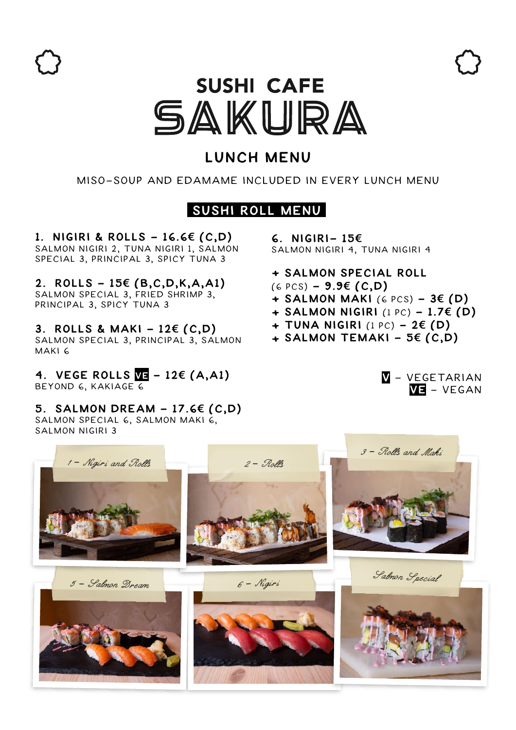# SUSHI CAFE SAKURA

## LUNCH MENU

MISO-SOUP AND EDAMAME INCLUDED IN EVERY LUNCH MENU

## SUSHI ROLL MENU

**1. NIGIRI & ROLLS – 16.6€ (C,D)**
SALMON NIGIRI 2, TUNA NIGIRI 1, SALMON SPECIAL 3, PRINCIPAL 3, SPICY TUNA 3

**2. ROLLS – 15€ (B,C,D,K,A,A1)**
SALMON SPECIAL 3, FRIED SHRIMP 3, PRINCIPAL 3, SPICY TUNA 3

**3. ROLLS & MAKI – 12€ (C,D)**
SALMON SPECIAL 3, PRINCIPAL 3, SALMON MAKI 6

**4. VEGE ROLLS VE – 12€ (A,A1)**
BEYOND 6, KAKIAGE 6

**5. SALMON DREAM – 17.6€ (C,D)**
SALMON SPECIAL 6, SALMON MAKI 6, SALMON NIGIRI 3

**6. NIGIRI– 15€**
SALMON NIGIRI 4, TUNA NIGIRI 4

- **+ SALMON SPECIAL ROLL** (6 PCS) **– 9.9€ (C,D)**
- **+ SALMON MAKI** (6 PCS) **– 3€ (D)**
- **+ SALMON NIGIRI** (1 PC) **– 1.7€ (D)**
- **+ TUNA NIGIRI** (1 PC) **– 2€ (D)**
- **+ SALMON TEMAKI – 5€ (C,D)**

**V** – VEGETARIAN
**VE** – VEGAN

*1 – Nigiri and Rolls*

*2 – Rolls*

*3 – Rolls and Maki*

*5 – Salmon Dream*

*6 – Nigiri*

*Salmon Special*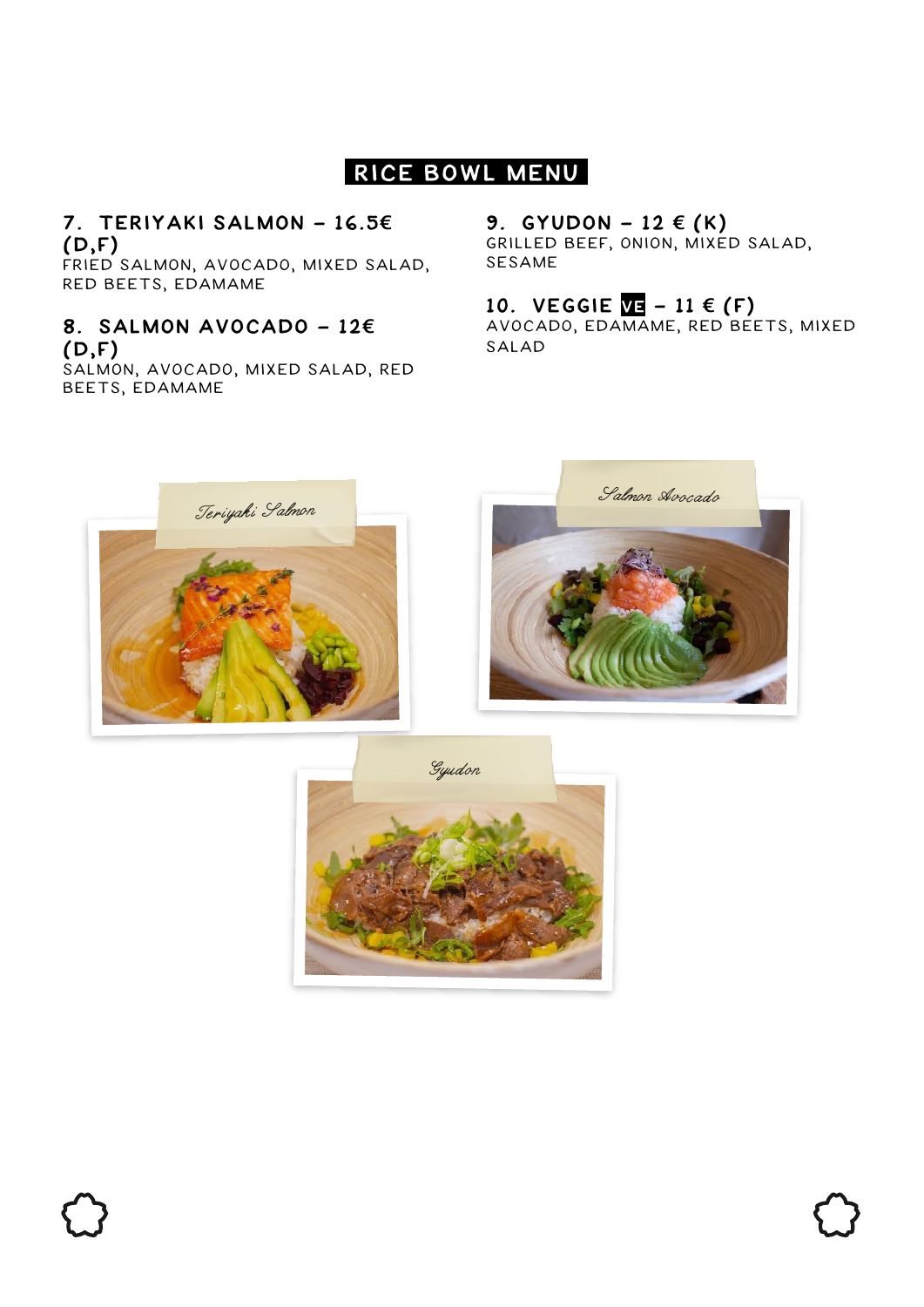# RICE BOWL MENU

### 7. TERIYAKI SALMON – 16.5€ (D,F)
FRIED SALMON, AVOCADO, MIXED SALAD, RED BEETS, EDAMAME

### 8. SALMON AVOCADO – 12€ (D,F)
SALMON, AVOCADO, MIXED SALAD, RED BEETS, EDAMAME

### 9. GYUDON – 12 € (K)
GRILLED BEEF, ONION, MIXED SALAD, SESAME

### 10. VEGGIE VE – 11 € (F)
AVOCADO, EDAMAME, RED BEETS, MIXED SALAD

*Teriyaki Salmon*

*Salmon Avocado*

*Gyudon*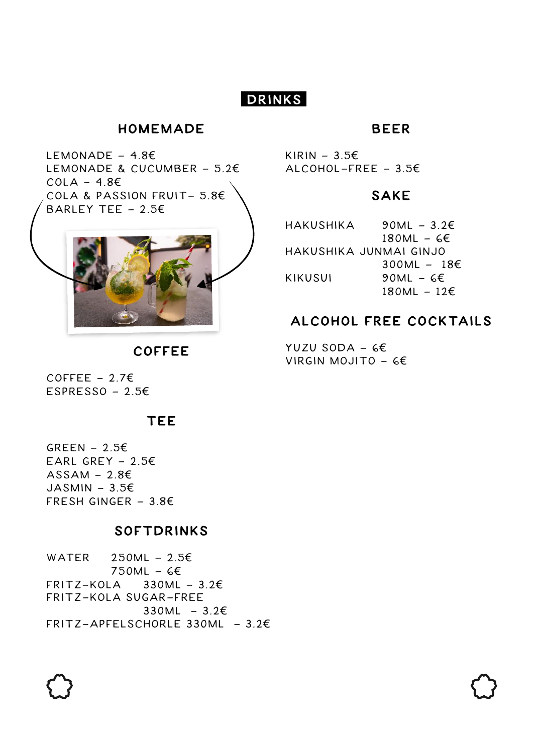# DRINKS

## HOMEMADE

LEMONADE – 4.8€
LEMONADE & CUCUMBER – 5.2€
COLA – 4.8€
COLA & PASSION FRUIT– 5.8€
BARLEY TEE – 2.5€

## COFFEE

COFFEE – 2.7€
ESPRESSO – 2.5€

## TEE

GREEN – 2.5€
EARL GREY – 2.5€
ASSAM – 2.8€
JASMIN – 3.5€
FRESH GINGER – 3.8€

## SOFTDRINKS

WATER 250ML – 2.5€
750ML – 6€
FRITZ-KOLA 330ML – 3.2€
FRITZ-KOLA SUGAR-FREE 330ML – 3.2€
FRITZ-APFELSCHORLE 330ML – 3.2€

## BEER

KIRIN – 3.5€
ALCOHOL-FREE – 3.5€

## SAKE

HAKUSHIKA 90ML – 3.2€
180ML – 6€
HAKUSHIKA JUNMAI GINJO 300ML – 18€
KIKUSUI 90ML – 6€
180ML – 12€

## ALCOHOL FREE COCKTAILS

YUZU SODA – 6€
VIRGIN MOJITO – 6€